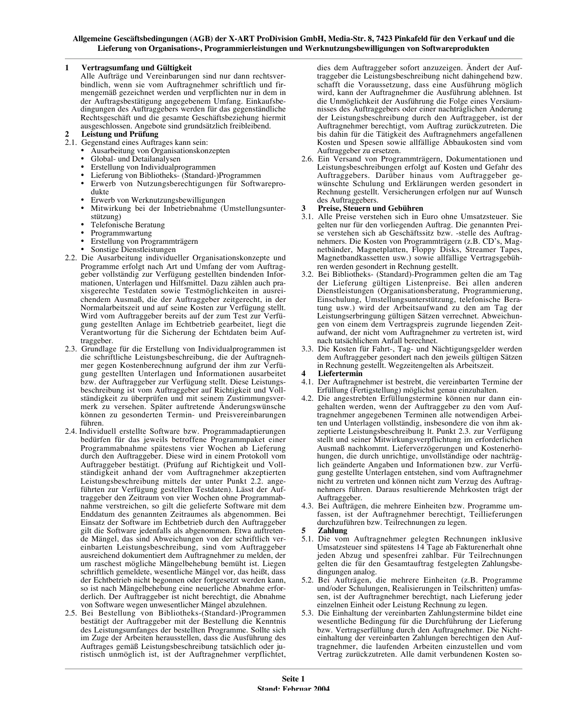**Allgemeine Gescäftsbedingungen (AGB) der X-ART ProDivision GmbH, Media-Str. 8, 7423 Pinkafeld für den Verkauf und die Lieferung von Organisations-, Programmierleistungen und Werknutzungsbewilligungen von Softwareprodukten**

## 1 Vertragsumfang und Gültigkeit

Alle Aufträge und Vereinbarungen sind nur dann rechtsverbindlich, wenn sie vom Auftragnehmer schriftlich und firmengemäß gezeichnet werden und verpflichten nur in dem in der Auftragsbestätigung angegebenem Umfang. Einkaufsbedingungen des Auftraggebers werden für das gegenständliche Rechtsgeschäft und die gesamte Geschäftsbeziehung hiermit ausgeschlossen. Angebote sind grundsätzlich freibleibend.

## 2 Leistung und Prüfung

2.1. Gegenstand eines Auftrages kann sein:

- Ausarbeitung von Organisationskonzepten
- Global- und Detailanalysen
- Erstellung von Individualprogrammen
- Lieferung von Bibliotheks- (Standard-)Programmen
- Erwerb von Nutzungsberechtigungen für Softwareprodukte
- Erwerb von Werknutzungsbewilligungen
- Mitwirkung bei der Inbetriebnahme (Umstellungsunterstützung)
- Telefonische Beratung
- Programmwartung
- Erstellung von Programmträgern
- Sonstige Dienstleistungen

2.2. Die Ausarbeitung individueller Organisationskonzepte und Programme erfolgt nach Art und Umfang der vom Auftraggeber vollständig zur Verfügung gestellten bindenden Informationen, Unterlagen und Hilfsmittel. Dazu zählen auch praxisgerechte Testdaten sowie Testmöglichkeiten in ausreichendem Ausmaß, die der Auftraggeber zeitgerecht, in der Normalarbeitszeit und auf seine Kosten zur Verfügung stellt. Wird vom Auftraggeber bereits auf der zum Test zur Verfügung gestellten Anlage im Echtbetrieb gearbeitet, liegt die Verantwortung für die Sicherung der Echtdaten beim Auftraggeber.

2.3. Grundlage für die Erstellung von Individualprogrammen ist die schriftliche Leistungsbeschreibung, die der Auftragnehmer gegen Kostenberechnung aufgrund der ihm zur Verfügung gestellten Unterlagen und Informationen ausarbeitet bzw. der Auftraggeber zur Verfügung stellt. Diese Leistungsbeschreibung ist vom Auftraggeber auf Richtigkeit und Vollständigkeit zu überprüfen und mit seinem Zustimmungsvermerk zu versehen. Später auftretende Änderungswünsche können zu gesonderten Termin- und Preisvereinbarungen führen.

2.4. Individuell erstellte Software bzw. Programmadaptierungen bedürfen für das jeweils betroffene Programmpaket einer Programmabnahme spätestens vier Wochen ab Lieferung durch den Auftraggeber. Diese wird in einem Protokoll vom Auftraggeber bestätigt. (Prüfung auf Richtigkeit und Vollständigkeit anhand der vom Auftragnehmer akzeptierten Leistungsbeschreibung mittels der unter Punkt 2.2. angeführten zur Verfügung gestellten Testdaten). Lässt der Auftraggeber den Zeitraum von vier Wochen ohne Programmabnahme verstreichen, so gilt die gelieferte Software mit dem Enddatum des genannten Zeitraumes als abgenommen. Bei Einsatz der Software im Echtbetrieb durch den Auftraggeber gilt die Software jedenfalls als abgenommen. Etwa auftretende Mängel, das sind Abweichungen von der schriftlich vereinbarten Leistungsbeschreibung, sind vom Auftraggeber ausreichend dokumentiert dem Auftragnehmer zu melden, der um raschest mögliche Mängelbehebung bemüht ist. Liegen schriftlich gemeldete, wesentliche Mängel vor, das heißt, dass der Echtbetrieb nicht begonnen oder fortgesetzt werden kann, so ist nach Mängelbehebung eine neuerliche Abnahme erforderlich. Der Auftraggeber ist nicht berechtigt, die Abnahme von Software wegen unwesentlicher Mängel abzulehnen.

2.5. Bei Bestellung von Bibliotheks-(Standard-)Programmen bestätigt der Auftraggeber mit der Bestellung die Kenntnis des Leistungsumfanges der bestellten Programme. Sollte sich im Zuge der Arbeiten herausstellen, dass die Ausführung des Auftrages gemäß Leistungsbeschreibung tatsächlich oder juristisch unmöglich ist, ist der Auftragnehmer verpflichtet, dies dem Auftraggeber sofort anzuzeigen. Ändert der Auftraggeber die Leistungsbeschreibung nicht dahingehend bzw. schafft die Voraussetzung, dass eine Ausführung möglich wird, kann der Auftragnehmer die Ausführung ablehnen. Ist die Unmöglichkeit der Ausführung die Folge eines Versäumnisses des Auftraggebers oder einer nachträglichen Änderung der Leistungsbeschreibung durch den Auftraggeber, ist der Auftragnehmer berechtigt, vom Auftrag zurückzutreten. Die bis dahin für die Tätigkeit des Auftragnehmers angefallenen Kosten und Spesen sowie allfällige Abbaukosten sind vom Auftraggeber zu ersetzen.

2.6. Ein Versand von Programmträgern, Dokumentationen und Leistungsbeschreibungen erfolgt auf Kosten und Gefahr des Auftraggebers. Darüber hinaus vom Auftraggeber gewünschte Schulung und Erklärungen werden gesondert in Rechnung gestellt. Versicherungen erfolgen nur auf Wunsch des Auftraggebers.

## 3 Preise, Steuern und Gebühren

3.1. Alle Preise verstehen sich in Euro ohne Umsatzsteuer. Sie gelten nur für den vorliegenden Auftrag. Die genannten Preise verstehen sich ab Geschäftssitz bzw. -stelle des Auftragnehmers. Die Kosten von Programmträgern (z.B. CD's, Magnetbänder, Magnetplatten, Floppy Disks, Streamer Tapes, Magnetbandkassetten usw.) sowie allfällige Vertragsgebühren werden gesondert in Rechnung gestellt.

3.2. Bei Bibliotheks- (Standard)-Programmen gelten die am Tag der Lieferung gültigen Listenpreise. Bei allen anderen Dienstleistungen (Organisationsberatung, Programmierung, Einschulung, Umstellungsunterstützung, telefonische Beratung usw.) wird der Arbeitsaufwand zu den am Tag der Leistungserbringung gültigen Sätzen verrechnet. Abweichungen von einem dem Vertragspreis zugrunde liegenden Zeitaufwand, der nicht vom Auftragnehmer zu vertreten ist, wird nach tatsächlichem Anfall berechnet.

3.3. Die Kosten für Fahrt-, Tag- und Nächtigungsgelder werden dem Auftraggeber gesondert nach den jeweils gültigen Sätzen in Rechnung gestellt. Wegzeitengelten als Arbeitszeit.

## 4 Liefertermin

4.1. Der Auftragnehmer ist bestrebt, die vereinbarten Termine der Erfüllung (Fertigstellung) möglichst genau einzuhalten.

4.2. Die angestrebten Erfüllungstermine können nur dann eingehalten werden, wenn der Auftraggeber zu den vom Auftragnehmer angegebenen Terminen alle notwendigen Arbeiten und Unterlagen vollständig, insbesondere die von ihm akzeptierte Leistungsbeschreibung lt. Punkt 2.3. zur Verfügung stellt und seiner Mitwirkungsverpflichtung im erforderlichen Ausmaß nachkommt. Lieferverzögerungen und Kostenerhöhungen, die durch unrichtige, unvollständige oder nachträglich geänderte Angaben und Informationen bzw. zur Verfügung gestellte Unterlagen entstehen, sind vom Auftragnehmer nicht zu vertreten und können nicht zum Verzug des Auftragnehmers führen. Daraus resultierende Mehrkosten trägt der Auftraggeber.

4.3. Bei Aufträgen, die mehrere Einheiten bzw. Programme umfassen, ist der Auftragnehmer berechtigt, Teillieferungen durchzuführen bzw. Teilrechnungen zu legen.

## 5 Zahlung

5.1. Die vom Auftragnehmer gelegten Rechnungen inklusive Umsatzsteuer sind spätestens 14 Tage ab Fakturenerhalt ohne jeden Abzug und spesenfrei zahlbar. Für Teilrechnungen gelten die für den Gesamtauftrag festgelegten Zahlungsbedingungen analog.

5.2. Bei Aufträgen, die mehrere Einheiten (z.B. Programme und/oder Schulungen, Realisierungen in Teilschritten) umfassen, ist der Auftragnehmer berechtigt, nach Lieferung jeder einzelnen Einheit oder Leistung Rechnung zu legen.

5.3. Die Einhaltung der vereinbarten Zahlungstermine bildet eine wesentliche Bedingung für die Durchführung der Lieferung bzw. Vertragserfüllung durch den Auftragnehmer. Die Nichteinhaltung der vereinbarten Zahlungen berechtigen den Auftragnehmer, die laufenden Arbeiten einzustellen und vom Vertrag zurückzutreten. Alle damit verbundenen Kosten so-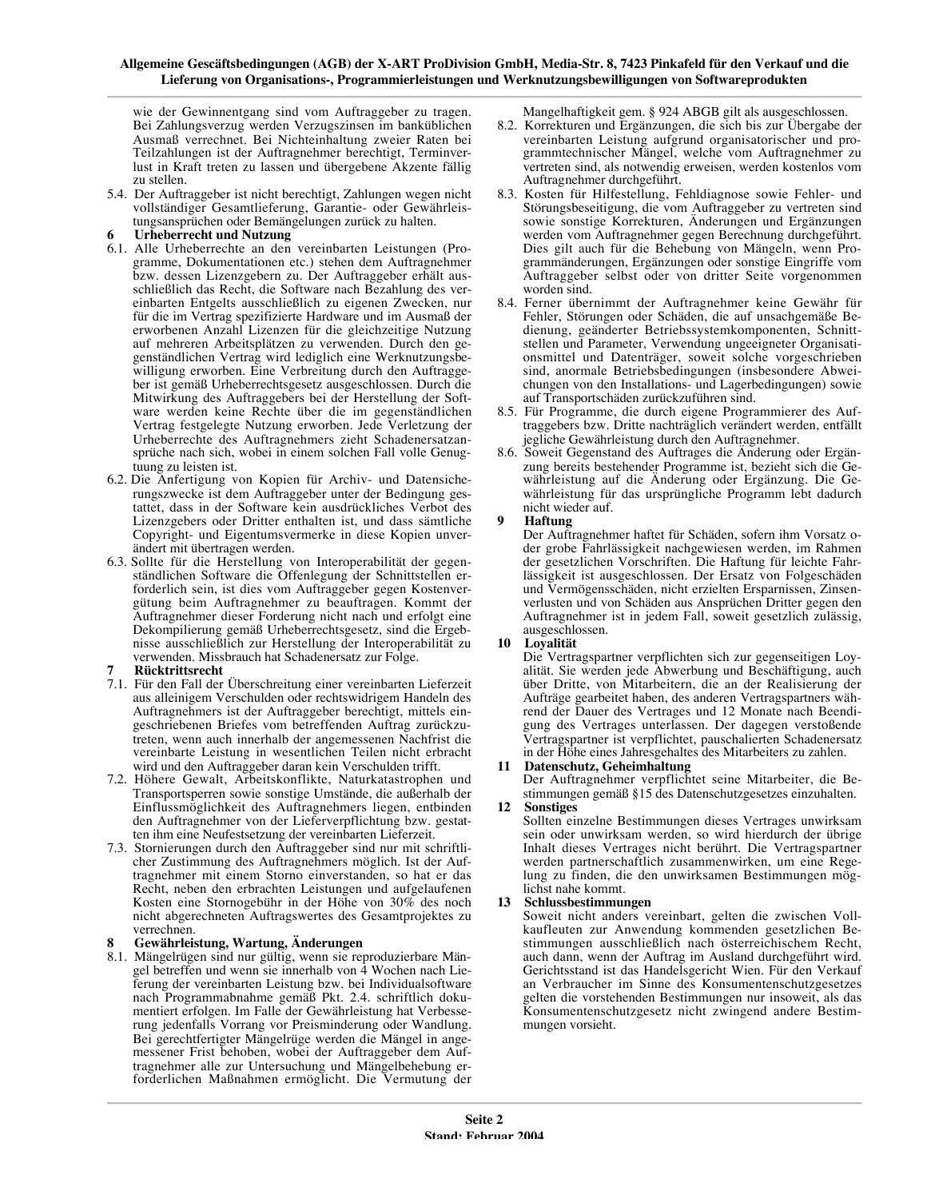wie der Gewinnentgang sind vom Auftraggeber zu tragen. Bei Zahlungsverzug werden Verzugszinsen im banküblichen Ausmaß verrechnet. Bei Nichteinhaltung zweier Raten bei Teilzahlungen ist der Auftragnehmer berechtigt, Terminverlust in Kraft treten zu lassen und übergebene Akzente fällig zu stellen.

5.4. Der Auftraggeber ist nicht berechtigt, Zahlungen wegen nicht vollständiger Gesamtlieferung, Garantie- oder Gewährleistungsansprüchen oder Bemängelungen zurück zu halten.

## 6 Urheberrecht und Nutzung

6.1. Alle Urheberrechte an den vereinbarten Leistungen (Programme, Dokumentationen etc.) stehen dem Auftragnehmer bzw. dessen Lizenzgebern zu. Der Auftraggeber erhält ausschließlich das Recht, die Software nach Bezahlung des vereinbarten Entgelts ausschließlich zu eigenen Zwecken, nur für die im Vertrag spezifizierte Hardware und im Ausmaß der erworbenen Anzahl Lizenzen für die gleichzeitige Nutzung auf mehreren Arbeitsplätzen zu verwenden. Durch den gegenständlichen Vertrag wird lediglich eine Werknutzungsbewilligung erworben. Eine Verbreitung durch den Auftraggeber ist gemäß Urheberrechtsgesetz ausgeschlossen. Durch die Mitwirkung des Auftraggebers bei der Herstellung der Software werden keine Rechte über die im gegenständlichen Vertrag festgelegte Nutzung erworben. Jede Verletzung der Urheberrechte des Auftragnehmers zieht Schadenersatzansprüche nach sich, wobei in einem solchen Fall volle Genugtuung zu leisten ist.

6.2. Die Anfertigung von Kopien für Archiv- und Datensicherungszwecke ist dem Auftraggeber unter der Bedingung gestattet, dass in der Software kein ausdrückliches Verbot des Lizenzgebers oder Dritter enthalten ist, und dass sämtliche Copyright- und Eigentumsvermerke in diese Kopien unverändert mit übertragen werden.

6.3. Sollte für die Herstellung von Interoperabilität der gegenständlichen Software die Offenlegung der Schnittstellen erforderlich sein, ist dies vom Auftraggeber gegen Kostenvergütung beim Auftragnehmer zu beauftragen. Kommt der Auftragnehmer dieser Forderung nicht nach und erfolgt eine Dekompilierung gemäß Urheberrechtsgesetz, sind die Ergebnisse ausschließlich zur Herstellung der Interoperabilität zu verwenden. Missbrauch hat Schadenersatz zur Folge.

## 7 Rücktrittsrecht

7.1. Für den Fall der Überschreitung einer vereinbarten Lieferzeit aus alleinigem Verschulden oder rechtswidrigem Handeln des Auftragnehmers ist der Auftraggeber berechtigt, mittels eingeschriebenen Briefes vom betreffenden Auftrag zurückzutreten, wenn auch innerhalb der angemessenen Nachfrist die vereinbarte Leistung in wesentlichen Teilen nicht erbracht wird und den Auftraggeber daran kein Verschulden trifft.

7.2. Höhere Gewalt, Arbeitskonflikte, Naturkatastrophen und Transportsperren sowie sonstige Umstände, die außerhalb der Einflussmöglichkeit des Auftragnehmers liegen, entbinden den Auftragnehmer von der Lieferverpflichtung bzw. gestatten ihm eine Neufestsetzung der vereinbarten Lieferzeit.

7.3. Stornierungen durch den Auftraggeber sind nur mit schriftlicher Zustimmung des Auftragnehmers möglich. Ist der Auftragnehmer mit einem Storno einverstanden, so hat er das Recht, neben den erbrachten Leistungen und aufgelaufenen Kosten eine Stornogebühr in der Höhe von 30% des noch nicht abgerechneten Auftragswertes des Gesamtprojektes zu verrechnen.

## 8 Gewährleistung, Wartung, Änderungen

8.1. Mängelrügen sind nur gültig, wenn sie reproduzierbare Mängel betreffen und wenn sie innerhalb von 4 Wochen nach Lieferung der vereinbarten Leistung bzw. bei Individualsoftware nach Programmabnahme gemäß Pkt. 2.4. schriftlich dokumentiert erfolgen. Im Falle der Gewährleistung hat Verbesserung jedenfalls Vorrang vor Preisminderung oder Wandlung. Bei gerechtfertigter Mängelrüge werden die Mängel in angemessener Frist behoben, wobei der Auftraggeber dem Auftragnehmer alle zur Untersuchung und Mängelbehebung erforderlichen Maßnahmen ermöglicht. Die Vermutung der Mangelhaftigkeit gem. § 924 ABGB gilt als ausgeschlossen.

8.2. Korrekturen und Ergänzungen, die sich bis zur Übergabe der vereinbarten Leistung aufgrund organisatorischer und programmtechnischer Mängel, welche vom Auftragnehmer zu vertreten sind, als notwendig erweisen, werden kostenlos vom Auftragnehmer durchgeführt.

8.3. Kosten für Hilfestellung, Fehldiagnose sowie Fehler- und Störungsbeseitigung, die vom Auftraggeber zu vertreten sind sowie sonstige Korrekturen, Änderungen und Ergänzungen werden vom Auftragnehmer gegen Berechnung durchgeführt. Dies gilt auch für die Behebung von Mängeln, wenn Programmänderungen, Ergänzungen oder sonstige Eingriffe vom Auftraggeber selbst oder von dritter Seite vorgenommen worden sind.

8.4. Ferner übernimmt der Auftragnehmer keine Gewähr für Fehler, Störungen oder Schäden, die auf unsachgemäße Bedienung, geänderter Betriebssystemkomponenten, Schnittstellen und Parameter, Verwendung ungeeigneter Organisationsmittel und Datenträger, soweit solche vorgeschrieben sind, anormale Betriebsbedingungen (insbesondere Abweichungen von den Installations- und Lagerbedingungen) sowie auf Transportschäden zurückzuführen sind.

8.5. Für Programme, die durch eigene Programmierer des Auftraggebers bzw. Dritte nachträglich verändert werden, entfällt jegliche Gewährleistung durch den Auftragnehmer.

8.6. Soweit Gegenstand des Auftrages die Änderung oder Ergänzung bereits bestehender Programme ist, bezieht sich die Gewährleistung auf die Änderung oder Ergänzung. Die Gewährleistung für das ursprüngliche Programm lebt dadurch nicht wieder auf.

## 9 Haftung

Der Auftragnehmer haftet für Schäden, sofern ihm Vorsatz oder grobe Fahrlässigkeit nachgewiesen werden, im Rahmen der gesetzlichen Vorschriften. Die Haftung für leichte Fahrlässigkeit ist ausgeschlossen. Der Ersatz von Folgeschäden und Vermögensschäden, nicht erzielten Ersparnissen, Zinsenverlusten und von Schäden aus Ansprüchen Dritter gegen den Auftragnehmer ist in jedem Fall, soweit gesetzlich zulässig, ausgeschlossen.

## 10 Loyalität

Die Vertragspartner verpflichten sich zur gegenseitigen Loyalität. Sie werden jede Abwerbung und Beschäftigung, auch über Dritte, von Mitarbeitern, die an der Realisierung der Aufträge gearbeitet haben, des anderen Vertragspartners während der Dauer des Vertrages und 12 Monate nach Beendigung des Vertrages unterlassen. Der dagegen verstoßende Vertragspartner ist verpflichtet, pauschalierten Schadenersatz in der Höhe eines Jahresgehaltes des Mitarbeiters zu zahlen.

## 11 Datenschutz, Geheimhaltung

Der Auftragnehmer verpflichtet seine Mitarbeiter, die Bestimmungen gemäß §15 des Datenschutzgesetzes einzuhalten.

## 12 Sonstiges

Sollten einzelne Bestimmungen dieses Vertrages unwirksam sein oder unwirksam werden, so wird hierdurch der übrige Inhalt dieses Vertrages nicht berührt. Die Vertragspartner werden partnerschaftlich zusammenwirken, um eine Regelung zu finden, die den unwirksamen Bestimmungen möglichst nahe kommt.

## 13 Schlussbestimmungen

Soweit nicht anders vereinbart, gelten die zwischen Vollkaufleuten zur Anwendung kommenden gesetzlichen Bestimmungen ausschließlich nach österreichischem Recht, auch dann, wenn der Auftrag im Ausland durchgeführt wird. Gerichtsstand ist das Handelsgericht Wien. Für den Verkauf an Verbraucher im Sinne des Konsumentenschutzgesetzes gelten die vorstehenden Bestimmungen nur insoweit, als das Konsumentenschutzgesetz nicht zwingend andere Bestimmungen vorsieht.

Stand: Februar 2004